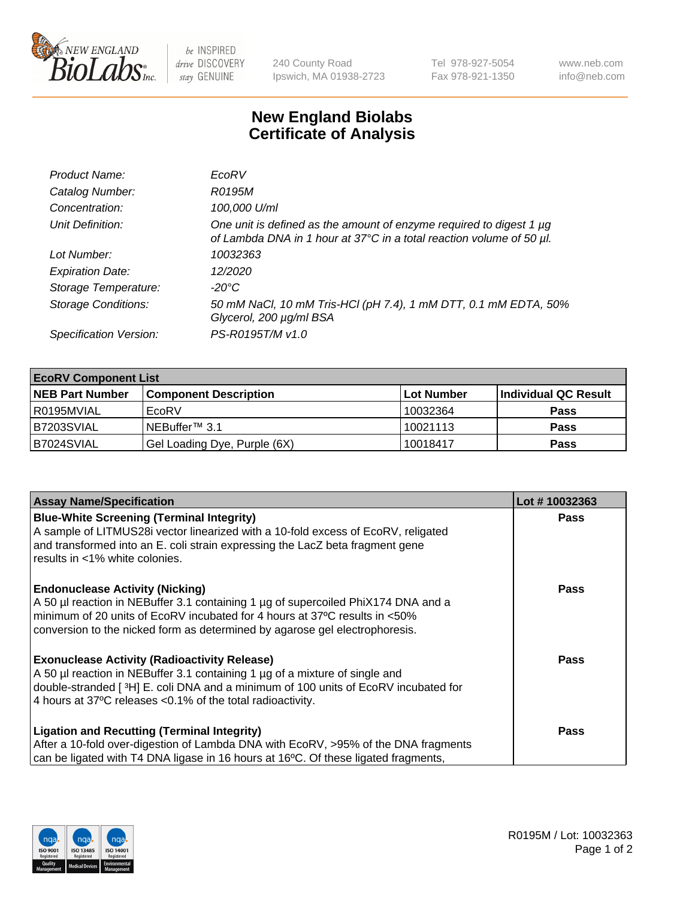# New England Biolabs Certificate of Analysis

| | |
|---|---|
| *Product Name:* | *EcoRV* |
| *Catalog Number:* | *R0195M* |
| *Concentration:* | *100,000 U/ml* |
| *Unit Definition:* | *One unit is defined as the amount of enzyme required to digest 1 µg of Lambda DNA in 1 hour at 37°C in a total reaction volume of 50 µl.* |
| *Lot Number:* | *10032363* |
| *Expiration Date:* | *12/2020* |
| *Storage Temperature:* | *-20°C* |
| *Storage Conditions:* | *50 mM NaCl, 10 mM Tris-HCl (pH 7.4), 1 mM DTT, 0.1 mM EDTA, 50% Glycerol, 200 µg/ml BSA* |
| *Specification Version:* | *PS-R0195T/M v1.0* |

| **EcoRV Component List** | | | |
|---|---|---|---|
| **NEB Part Number** | **Component Description** | **Lot Number** | **Individual QC Result** |
| R0195MVIAL | EcoRV | 10032364 | **Pass** |
| B7203SVIAL | NEBuffer™ 3.1 | 10021113 | **Pass** |
| B7024SVIAL | Gel Loading Dye, Purple (6X) | 10018417 | **Pass** |

| **Assay Name/Specification** | **Lot # 10032363** |
|---|---|
| **Blue-White Screening (Terminal Integrity)**<br>A sample of LITMUS28i vector linearized with a 10-fold excess of EcoRV, religated and transformed into an E. coli strain expressing the LacZ beta fragment gene results in <1% white colonies. | **Pass** |
| **Endonuclease Activity (Nicking)**<br>A 50 µl reaction in NEBuffer 3.1 containing 1 µg of supercoiled PhiX174 DNA and a minimum of 20 units of EcoRV incubated for 4 hours at 37ºC results in <50% conversion to the nicked form as determined by agarose gel electrophoresis. | **Pass** |
| **Exonuclease Activity (Radioactivity Release)**<br>A 50 µl reaction in NEBuffer 3.1 containing 1 µg of a mixture of single and double-stranded [ $^3$H] E. coli DNA and a minimum of 100 units of EcoRV incubated for 4 hours at 37ºC releases <0.1% of the total radioactivity. | **Pass** |
| **Ligation and Recutting (Terminal Integrity)**<br>After a 10-fold over-digestion of Lambda DNA with EcoRV, >95% of the DNA fragments can be ligated with T4 DNA ligase in 16 hours at 16ºC. Of these ligated fragments, | **Pass** |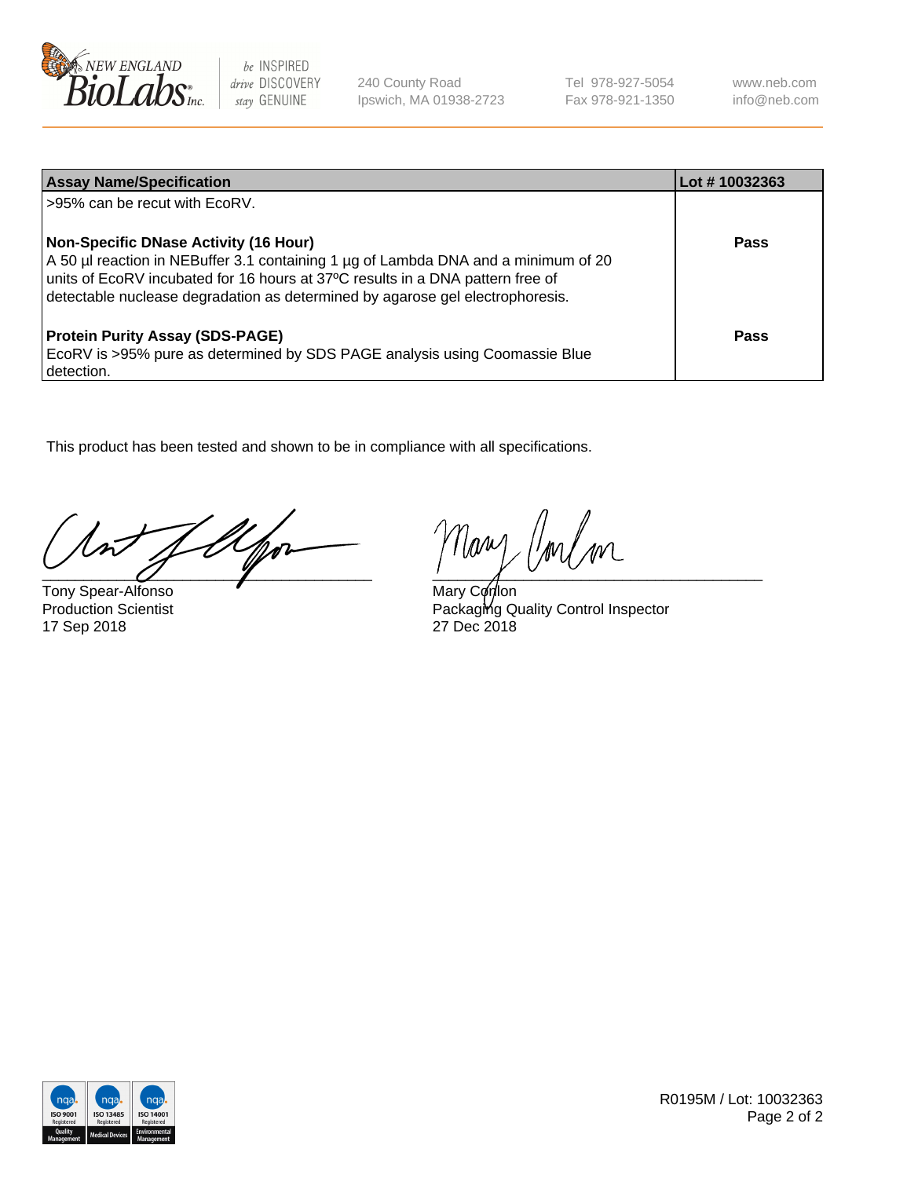| Assay Name/Specification | Lot # 10032363 |
|---|---|
| >95% can be recut with EcoRV. | |
| **Non-Specific DNase Activity (16 Hour)**<br>A 50 µl reaction in NEBuffer 3.1 containing 1 µg of Lambda DNA and a minimum of 20 units of EcoRV incubated for 16 hours at 37ºC results in a DNA pattern free of detectable nuclease degradation as determined by agarose gel electrophoresis. | **Pass** |
| **Protein Purity Assay (SDS-PAGE)**<br>EcoRV is >95% pure as determined by SDS PAGE analysis using Coomassie Blue detection. | **Pass** |

This product has been tested and shown to be in compliance with all specifications.

Tony Spear-Alfonso
Production Scientist
17 Sep 2018

Mary Conlon
Packaging Quality Control Inspector
27 Dec 2018

R0195M / Lot: 10032363